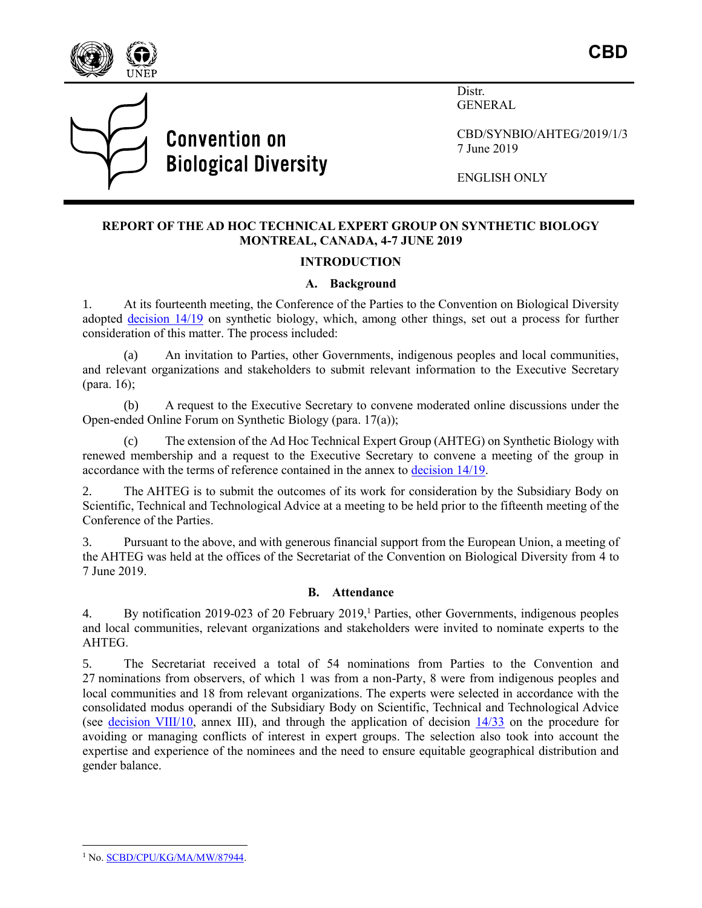**CBD**

**Convention on Biological Diversity**

Distr.
GENERAL

CBD/SYNBIO/AHTEG/2019/1/3
7 June 2019

ENGLISH ONLY

**REPORT OF THE AD HOC TECHNICAL EXPERT GROUP ON SYNTHETIC BIOLOGY MONTREAL, CANADA, 4-7 JUNE 2019**

# INTRODUCTION

## A. Background

1. At its fourteenth meeting, the Conference of the Parties to the Convention on Biological Diversity adopted decision 14/19 on synthetic biology, which, among other things, set out a process for further consideration of this matter. The process included:

(a) An invitation to Parties, other Governments, indigenous peoples and local communities, and relevant organizations and stakeholders to submit relevant information to the Executive Secretary (para. 16);

(b) A request to the Executive Secretary to convene moderated online discussions under the Open-ended Online Forum on Synthetic Biology (para. 17(a));

(c) The extension of the Ad Hoc Technical Expert Group (AHTEG) on Synthetic Biology with renewed membership and a request to the Executive Secretary to convene a meeting of the group in accordance with the terms of reference contained in the annex to decision 14/19.

2. The AHTEG is to submit the outcomes of its work for consideration by the Subsidiary Body on Scientific, Technical and Technological Advice at a meeting to be held prior to the fifteenth meeting of the Conference of the Parties.

3. Pursuant to the above, and with generous financial support from the European Union, a meeting of the AHTEG was held at the offices of the Secretariat of the Convention on Biological Diversity from 4 to 7 June 2019.

## B. Attendance

4. By notification 2019-023 of 20 February 2019,[1] Parties, other Governments, indigenous peoples and local communities, relevant organizations and stakeholders were invited to nominate experts to the AHTEG.

5. The Secretariat received a total of 54 nominations from Parties to the Convention and 27 nominations from observers, of which 1 was from a non-Party, 8 were from indigenous peoples and local communities and 18 from relevant organizations. The experts were selected in accordance with the consolidated modus operandi of the Subsidiary Body on Scientific, Technical and Technological Advice (see decision VIII/10, annex III), and through the application of decision 14/33 on the procedure for avoiding or managing conflicts of interest in expert groups. The selection also took into account the expertise and experience of the nominees and the need to ensure equitable geographical distribution and gender balance.

[1] No. SCBD/CPU/KG/MA/MW/87944.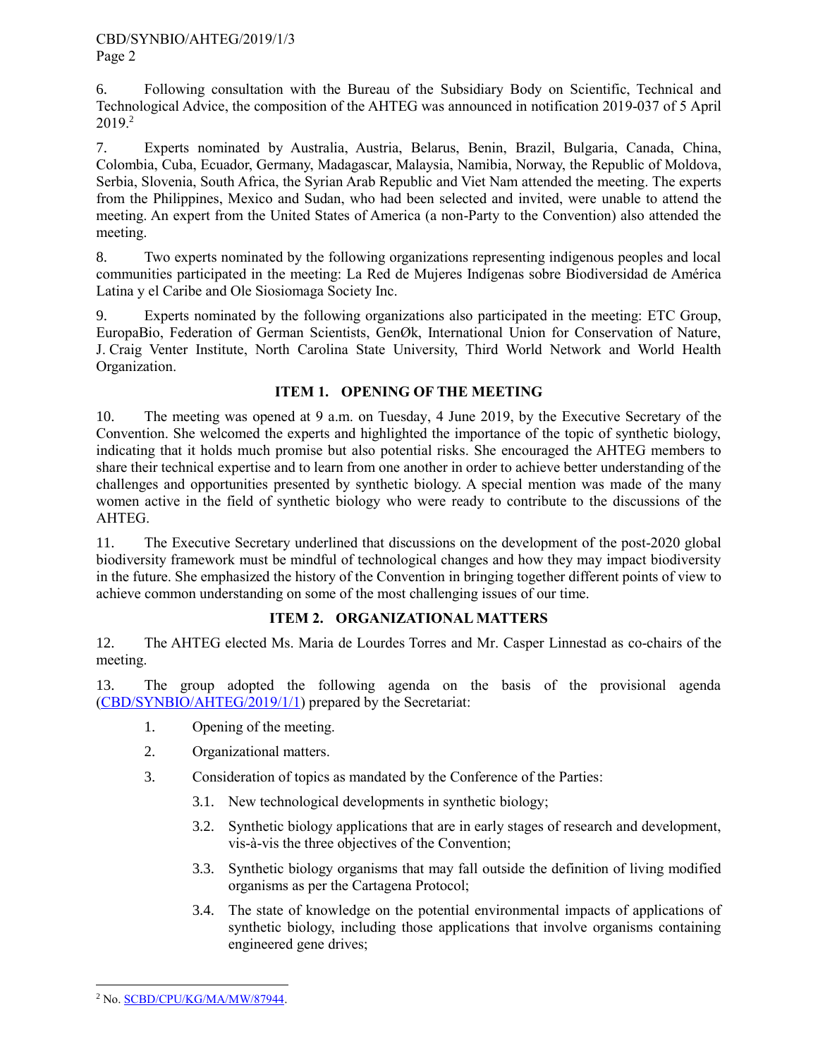6. Following consultation with the Bureau of the Subsidiary Body on Scientific, Technical and Technological Advice, the composition of the AHTEG was announced in notification 2019-037 of 5 April 2019.[2]

7. Experts nominated by Australia, Austria, Belarus, Benin, Brazil, Bulgaria, Canada, China, Colombia, Cuba, Ecuador, Germany, Madagascar, Malaysia, Namibia, Norway, the Republic of Moldova, Serbia, Slovenia, South Africa, the Syrian Arab Republic and Viet Nam attended the meeting. The experts from the Philippines, Mexico and Sudan, who had been selected and invited, were unable to attend the meeting. An expert from the United States of America (a non-Party to the Convention) also attended the meeting.

8. Two experts nominated by the following organizations representing indigenous peoples and local communities participated in the meeting: La Red de Mujeres Indígenas sobre Biodiversidad de América Latina y el Caribe and Ole Siosiomaga Society Inc.

9. Experts nominated by the following organizations also participated in the meeting: ETC Group, EuropaBio, Federation of German Scientists, GenØk, International Union for Conservation of Nature, J. Craig Venter Institute, North Carolina State University, Third World Network and World Health Organization.

## ITEM 1. OPENING OF THE MEETING

10. The meeting was opened at 9 a.m. on Tuesday, 4 June 2019, by the Executive Secretary of the Convention. She welcomed the experts and highlighted the importance of the topic of synthetic biology, indicating that it holds much promise but also potential risks. She encouraged the AHTEG members to share their technical expertise and to learn from one another in order to achieve better understanding of the challenges and opportunities presented by synthetic biology. A special mention was made of the many women active in the field of synthetic biology who were ready to contribute to the discussions of the AHTEG.

11. The Executive Secretary underlined that discussions on the development of the post-2020 global biodiversity framework must be mindful of technological changes and how they may impact biodiversity in the future. She emphasized the history of the Convention in bringing together different points of view to achieve common understanding on some of the most challenging issues of our time.

## ITEM 2. ORGANIZATIONAL MATTERS

12. The AHTEG elected Ms. Maria de Lourdes Torres and Mr. Casper Linnestad as co-chairs of the meeting.

13. The group adopted the following agenda on the basis of the provisional agenda (CBD/SYNBIO/AHTEG/2019/1/1) prepared by the Secretariat:

1. Opening of the meeting.
2. Organizational matters.
3. Consideration of topics as mandated by the Conference of the Parties:
    - 3.1. New technological developments in synthetic biology;
    - 3.2. Synthetic biology applications that are in early stages of research and development, vis-à-vis the three objectives of the Convention;
    - 3.3. Synthetic biology organisms that may fall outside the definition of living modified organisms as per the Cartagena Protocol;
    - 3.4. The state of knowledge on the potential environmental impacts of applications of synthetic biology, including those applications that involve organisms containing engineered gene drives;

---

[2] No. SCBD/CPU/KG/MA/MW/87944.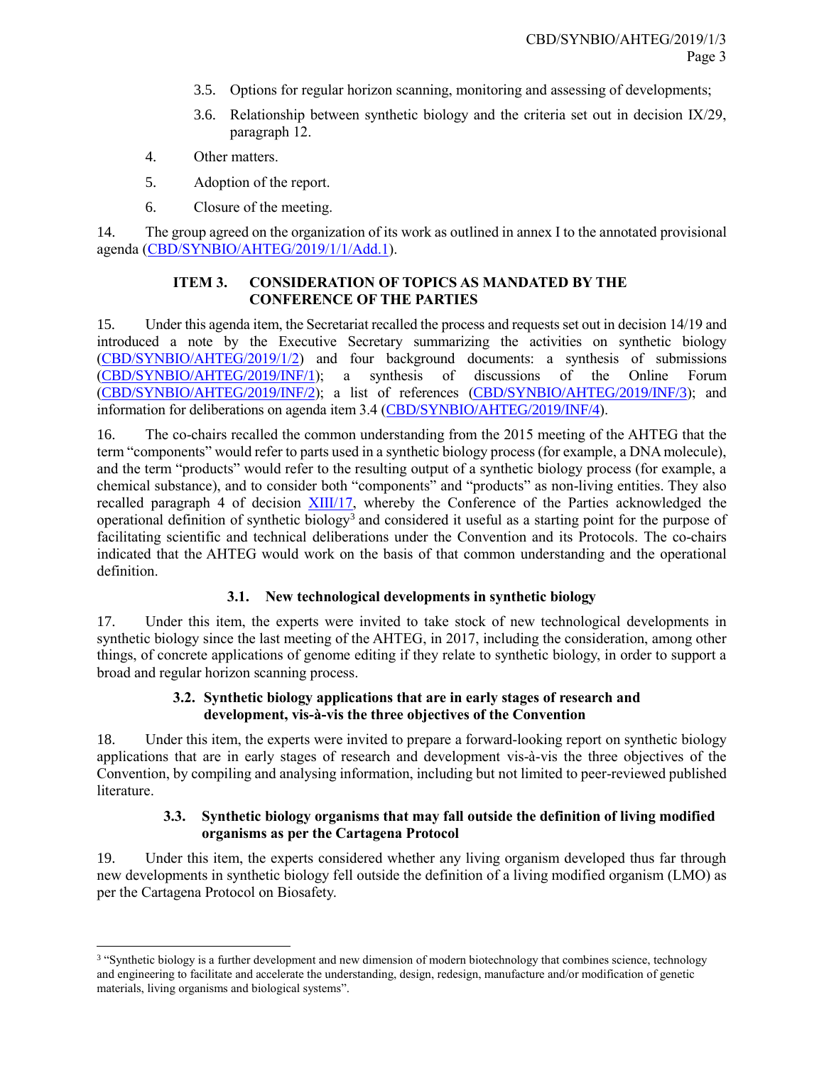3.5. Options for regular horizon scanning, monitoring and assessing of developments;

3.6. Relationship between synthetic biology and the criteria set out in decision IX/29, paragraph 12.

4. Other matters.

5. Adoption of the report.

6. Closure of the meeting.

14. The group agreed on the organization of its work as outlined in annex I to the annotated provisional agenda (CBD/SYNBIO/AHTEG/2019/1/1/Add.1).

## ITEM 3. CONSIDERATION OF TOPICS AS MANDATED BY THE CONFERENCE OF THE PARTIES

15. Under this agenda item, the Secretariat recalled the process and requests set out in decision 14/19 and introduced a note by the Executive Secretary summarizing the activities on synthetic biology (CBD/SYNBIO/AHTEG/2019/1/2) and four background documents: a synthesis of submissions (CBD/SYNBIO/AHTEG/2019/INF/1); a synthesis of discussions of the Online Forum (CBD/SYNBIO/AHTEG/2019/INF/2); a list of references (CBD/SYNBIO/AHTEG/2019/INF/3); and information for deliberations on agenda item 3.4 (CBD/SYNBIO/AHTEG/2019/INF/4).

16. The co-chairs recalled the common understanding from the 2015 meeting of the AHTEG that the term "components" would refer to parts used in a synthetic biology process (for example, a DNA molecule), and the term "products" would refer to the resulting output of a synthetic biology process (for example, a chemical substance), and to consider both "components" and "products" as non-living entities. They also recalled paragraph 4 of decision XIII/17, whereby the Conference of the Parties acknowledged the operational definition of synthetic biology[3] and considered it useful as a starting point for the purpose of facilitating scientific and technical deliberations under the Convention and its Protocols. The co-chairs indicated that the AHTEG would work on the basis of that common understanding and the operational definition.

### 3.1. New technological developments in synthetic biology

17. Under this item, the experts were invited to take stock of new technological developments in synthetic biology since the last meeting of the AHTEG, in 2017, including the consideration, among other things, of concrete applications of genome editing if they relate to synthetic biology, in order to support a broad and regular horizon scanning process.

### 3.2. Synthetic biology applications that are in early stages of research and development, vis-à-vis the three objectives of the Convention

18. Under this item, the experts were invited to prepare a forward-looking report on synthetic biology applications that are in early stages of research and development vis-à-vis the three objectives of the Convention, by compiling and analysing information, including but not limited to peer-reviewed published literature.

### 3.3. Synthetic biology organisms that may fall outside the definition of living modified organisms as per the Cartagena Protocol

19. Under this item, the experts considered whether any living organism developed thus far through new developments in synthetic biology fell outside the definition of a living modified organism (LMO) as per the Cartagena Protocol on Biosafety.

---

[3] "Synthetic biology is a further development and new dimension of modern biotechnology that combines science, technology and engineering to facilitate and accelerate the understanding, design, redesign, manufacture and/or modification of genetic materials, living organisms and biological systems".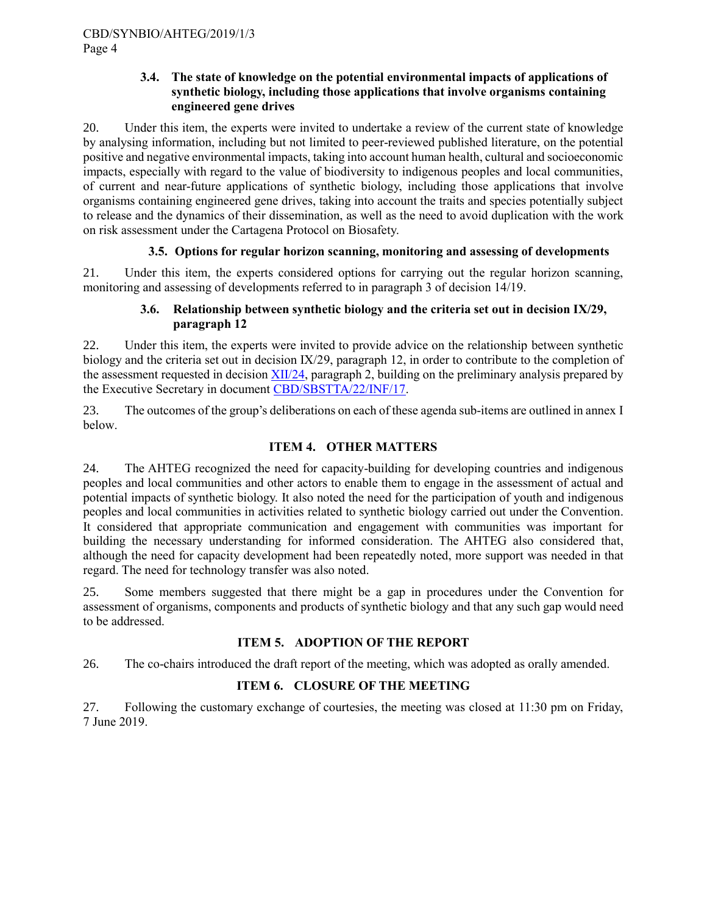### 3.4. The state of knowledge on the potential environmental impacts of applications of synthetic biology, including those applications that involve organisms containing engineered gene drives

20. Under this item, the experts were invited to undertake a review of the current state of knowledge by analysing information, including but not limited to peer-reviewed published literature, on the potential positive and negative environmental impacts, taking into account human health, cultural and socioeconomic impacts, especially with regard to the value of biodiversity to indigenous peoples and local communities, of current and near-future applications of synthetic biology, including those applications that involve organisms containing engineered gene drives, taking into account the traits and species potentially subject to release and the dynamics of their dissemination, as well as the need to avoid duplication with the work on risk assessment under the Cartagena Protocol on Biosafety.

### 3.5. Options for regular horizon scanning, monitoring and assessing of developments

21. Under this item, the experts considered options for carrying out the regular horizon scanning, monitoring and assessing of developments referred to in paragraph 3 of decision 14/19.

### 3.6. Relationship between synthetic biology and the criteria set out in decision IX/29, paragraph 12

22. Under this item, the experts were invited to provide advice on the relationship between synthetic biology and the criteria set out in decision IX/29, paragraph 12, in order to contribute to the completion of the assessment requested in decision XII/24, paragraph 2, building on the preliminary analysis prepared by the Executive Secretary in document CBD/SBSTTA/22/INF/17.

23. The outcomes of the group's deliberations on each of these agenda sub-items are outlined in annex I below.

## ITEM 4. OTHER MATTERS

24. The AHTEG recognized the need for capacity-building for developing countries and indigenous peoples and local communities and other actors to enable them to engage in the assessment of actual and potential impacts of synthetic biology. It also noted the need for the participation of youth and indigenous peoples and local communities in activities related to synthetic biology carried out under the Convention. It considered that appropriate communication and engagement with communities was important for building the necessary understanding for informed consideration. The AHTEG also considered that, although the need for capacity development had been repeatedly noted, more support was needed in that regard. The need for technology transfer was also noted.

25. Some members suggested that there might be a gap in procedures under the Convention for assessment of organisms, components and products of synthetic biology and that any such gap would need to be addressed.

## ITEM 5. ADOPTION OF THE REPORT

26. The co-chairs introduced the draft report of the meeting, which was adopted as orally amended.

## ITEM 6. CLOSURE OF THE MEETING

27. Following the customary exchange of courtesies, the meeting was closed at 11:30 pm on Friday, 7 June 2019.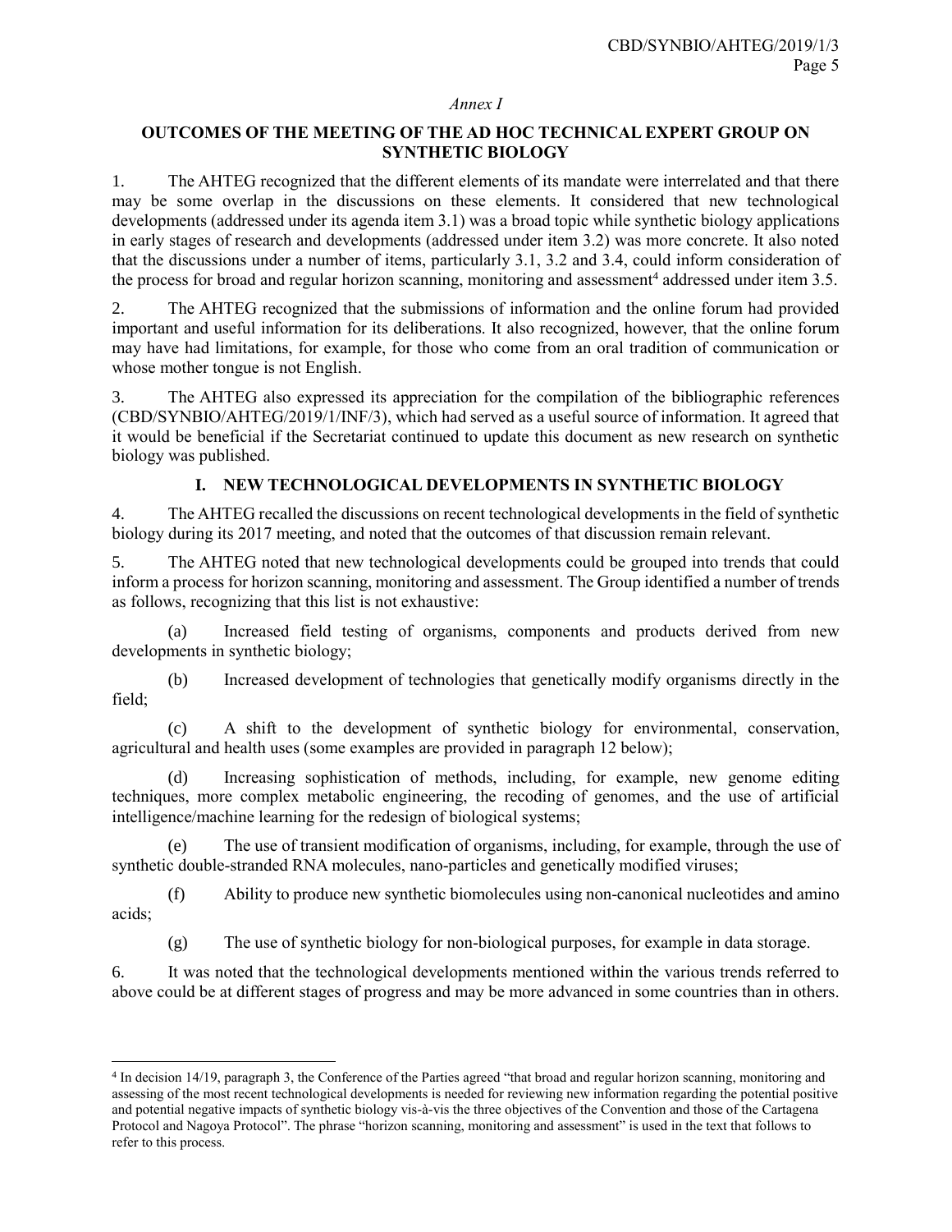*Annex I*

**OUTCOMES OF THE MEETING OF THE AD HOC TECHNICAL EXPERT GROUP ON SYNTHETIC BIOLOGY**

1. The AHTEG recognized that the different elements of its mandate were interrelated and that there may be some overlap in the discussions on these elements. It considered that new technological developments (addressed under its agenda item 3.1) was a broad topic while synthetic biology applications in early stages of research and developments (addressed under item 3.2) was more concrete. It also noted that the discussions under a number of items, particularly 3.1, 3.2 and 3.4, could inform consideration of the process for broad and regular horizon scanning, monitoring and assessment[4] addressed under item 3.5.

2. The AHTEG recognized that the submissions of information and the online forum had provided important and useful information for its deliberations. It also recognized, however, that the online forum may have had limitations, for example, for those who come from an oral tradition of communication or whose mother tongue is not English.

3. The AHTEG also expressed its appreciation for the compilation of the bibliographic references (CBD/SYNBIO/AHTEG/2019/1/INF/3), which had served as a useful source of information. It agreed that it would be beneficial if the Secretariat continued to update this document as new research on synthetic biology was published.

## I. NEW TECHNOLOGICAL DEVELOPMENTS IN SYNTHETIC BIOLOGY

4. The AHTEG recalled the discussions on recent technological developments in the field of synthetic biology during its 2017 meeting, and noted that the outcomes of that discussion remain relevant.

5. The AHTEG noted that new technological developments could be grouped into trends that could inform a process for horizon scanning, monitoring and assessment. The Group identified a number of trends as follows, recognizing that this list is not exhaustive:

(a) Increased field testing of organisms, components and products derived from new developments in synthetic biology;

(b) Increased development of technologies that genetically modify organisms directly in the field;

(c) A shift to the development of synthetic biology for environmental, conservation, agricultural and health uses (some examples are provided in paragraph 12 below);

(d) Increasing sophistication of methods, including, for example, new genome editing techniques, more complex metabolic engineering, the recoding of genomes, and the use of artificial intelligence/machine learning for the redesign of biological systems;

(e) The use of transient modification of organisms, including, for example, through the use of synthetic double-stranded RNA molecules, nano-particles and genetically modified viruses;

(f) Ability to produce new synthetic biomolecules using non-canonical nucleotides and amino acids;

(g) The use of synthetic biology for non-biological purposes, for example in data storage.

6. It was noted that the technological developments mentioned within the various trends referred to above could be at different stages of progress and may be more advanced in some countries than in others.

---

[4] In decision 14/19, paragraph 3, the Conference of the Parties agreed "that broad and regular horizon scanning, monitoring and assessing of the most recent technological developments is needed for reviewing new information regarding the potential positive and potential negative impacts of synthetic biology vis-à-vis the three objectives of the Convention and those of the Cartagena Protocol and Nagoya Protocol". The phrase "horizon scanning, monitoring and assessment" is used in the text that follows to refer to this process.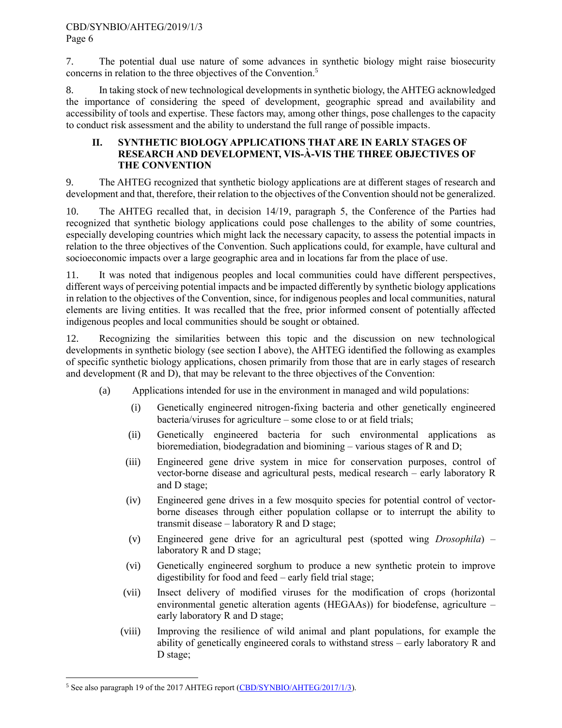7. The potential dual use nature of some advances in synthetic biology might raise biosecurity concerns in relation to the three objectives of the Convention.[5]

8. In taking stock of new technological developments in synthetic biology, the AHTEG acknowledged the importance of considering the speed of development, geographic spread and availability and accessibility of tools and expertise. These factors may, among other things, pose challenges to the capacity to conduct risk assessment and the ability to understand the full range of possible impacts.

## II. SYNTHETIC BIOLOGY APPLICATIONS THAT ARE IN EARLY STAGES OF RESEARCH AND DEVELOPMENT, VIS-À-VIS THE THREE OBJECTIVES OF THE CONVENTION

9. The AHTEG recognized that synthetic biology applications are at different stages of research and development and that, therefore, their relation to the objectives of the Convention should not be generalized.

10. The AHTEG recalled that, in decision 14/19, paragraph 5, the Conference of the Parties had recognized that synthetic biology applications could pose challenges to the ability of some countries, especially developing countries which might lack the necessary capacity, to assess the potential impacts in relation to the three objectives of the Convention. Such applications could, for example, have cultural and socioeconomic impacts over a large geographic area and in locations far from the place of use.

11. It was noted that indigenous peoples and local communities could have different perspectives, different ways of perceiving potential impacts and be impacted differently by synthetic biology applications in relation to the objectives of the Convention, since, for indigenous peoples and local communities, natural elements are living entities. It was recalled that the free, prior informed consent of potentially affected indigenous peoples and local communities should be sought or obtained.

12. Recognizing the similarities between this topic and the discussion on new technological developments in synthetic biology (see section I above), the AHTEG identified the following as examples of specific synthetic biology applications, chosen primarily from those that are in early stages of research and development (R and D), that may be relevant to the three objectives of the Convention:

(a) Applications intended for use in the environment in managed and wild populations:

- (i) Genetically engineered nitrogen-fixing bacteria and other genetically engineered bacteria/viruses for agriculture – some close to or at field trials;
- (ii) Genetically engineered bacteria for such environmental applications as bioremediation, biodegradation and biomining – various stages of R and D;
- (iii) Engineered gene drive system in mice for conservation purposes, control of vector-borne disease and agricultural pests, medical research – early laboratory R and D stage;
- (iv) Engineered gene drives in a few mosquito species for potential control of vector-borne diseases through either population collapse or to interrupt the ability to transmit disease – laboratory R and D stage;
- (v) Engineered gene drive for an agricultural pest (spotted wing *Drosophila*) – laboratory R and D stage;
- (vi) Genetically engineered sorghum to produce a new synthetic protein to improve digestibility for food and feed – early field trial stage;
- (vii) Insect delivery of modified viruses for the modification of crops (horizontal environmental genetic alteration agents (HEGAAs)) for biodefense, agriculture – early laboratory R and D stage;
- (viii) Improving the resilience of wild animal and plant populations, for example the ability of genetically engineered corals to withstand stress – early laboratory R and D stage;

---

[5] See also paragraph 19 of the 2017 AHTEG report (CBD/SYNBIO/AHTEG/2017/1/3).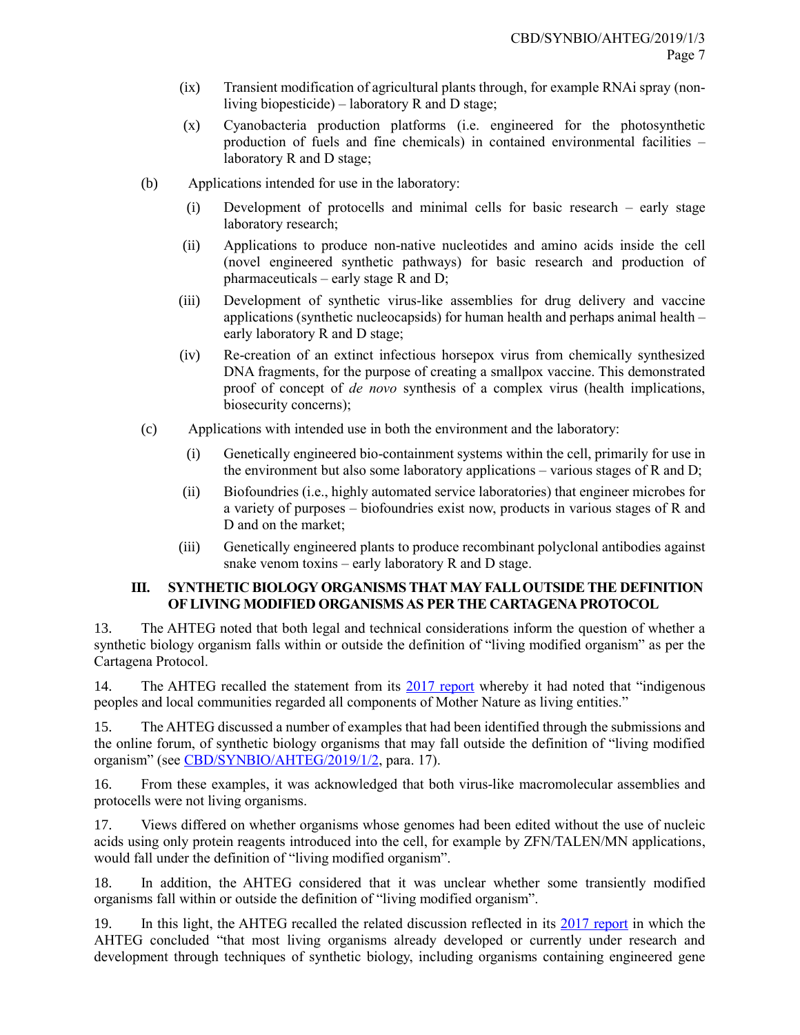(ix) Transient modification of agricultural plants through, for example RNAi spray (non-living biopesticide) – laboratory R and D stage;

(x) Cyanobacteria production platforms (i.e. engineered for the photosynthetic production of fuels and fine chemicals) in contained environmental facilities – laboratory R and D stage;

(b) Applications intended for use in the laboratory:

(i) Development of protocells and minimal cells for basic research – early stage laboratory research;

(ii) Applications to produce non-native nucleotides and amino acids inside the cell (novel engineered synthetic pathways) for basic research and production of pharmaceuticals – early stage R and D;

(iii) Development of synthetic virus-like assemblies for drug delivery and vaccine applications (synthetic nucleocapsids) for human health and perhaps animal health – early laboratory R and D stage;

(iv) Re-creation of an extinct infectious horsepox virus from chemically synthesized DNA fragments, for the purpose of creating a smallpox vaccine. This demonstrated proof of concept of *de novo* synthesis of a complex virus (health implications, biosecurity concerns);

(c) Applications with intended use in both the environment and the laboratory:

(i) Genetically engineered bio-containment systems within the cell, primarily for use in the environment but also some laboratory applications – various stages of R and D;

(ii) Biofoundries (i.e., highly automated service laboratories) that engineer microbes for a variety of purposes – biofoundries exist now, products in various stages of R and D and on the market;

(iii) Genetically engineered plants to produce recombinant polyclonal antibodies against snake venom toxins – early laboratory R and D stage.

## III. SYNTHETIC BIOLOGY ORGANISMS THAT MAY FALL OUTSIDE THE DEFINITION OF LIVING MODIFIED ORGANISMS AS PER THE CARTAGENA PROTOCOL

13. The AHTEG noted that both legal and technical considerations inform the question of whether a synthetic biology organism falls within or outside the definition of "living modified organism" as per the Cartagena Protocol.

14. The AHTEG recalled the statement from its 2017 report whereby it had noted that "indigenous peoples and local communities regarded all components of Mother Nature as living entities."

15. The AHTEG discussed a number of examples that had been identified through the submissions and the online forum, of synthetic biology organisms that may fall outside the definition of "living modified organism" (see CBD/SYNBIO/AHTEG/2019/1/2, para. 17).

16. From these examples, it was acknowledged that both virus-like macromolecular assemblies and protocells were not living organisms.

17. Views differed on whether organisms whose genomes had been edited without the use of nucleic acids using only protein reagents introduced into the cell, for example by ZFN/TALEN/MN applications, would fall under the definition of "living modified organism".

18. In addition, the AHTEG considered that it was unclear whether some transiently modified organisms fall within or outside the definition of "living modified organism".

19. In this light, the AHTEG recalled the related discussion reflected in its 2017 report in which the AHTEG concluded "that most living organisms already developed or currently under research and development through techniques of synthetic biology, including organisms containing engineered gene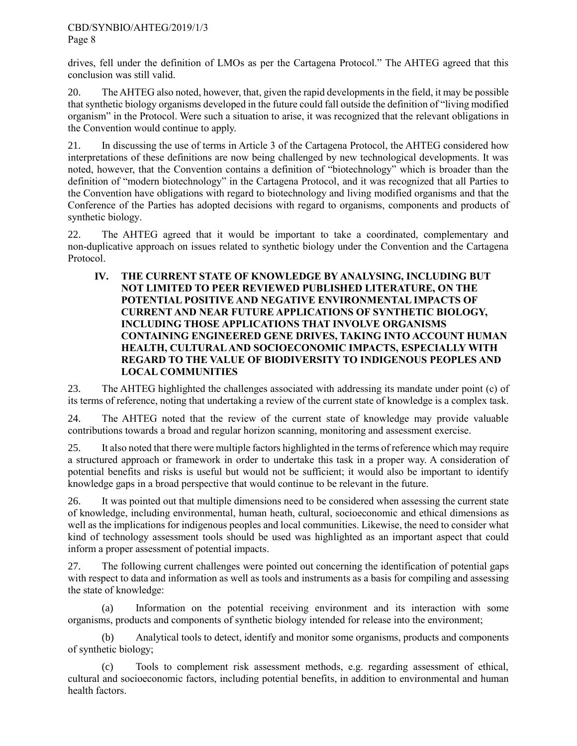drives, fell under the definition of LMOs as per the Cartagena Protocol." The AHTEG agreed that this conclusion was still valid.

20. The AHTEG also noted, however, that, given the rapid developments in the field, it may be possible that synthetic biology organisms developed in the future could fall outside the definition of "living modified organism" in the Protocol. Were such a situation to arise, it was recognized that the relevant obligations in the Convention would continue to apply.

21. In discussing the use of terms in Article 3 of the Cartagena Protocol, the AHTEG considered how interpretations of these definitions are now being challenged by new technological developments. It was noted, however, that the Convention contains a definition of "biotechnology" which is broader than the definition of "modern biotechnology" in the Cartagena Protocol, and it was recognized that all Parties to the Convention have obligations with regard to biotechnology and living modified organisms and that the Conference of the Parties has adopted decisions with regard to organisms, components and products of synthetic biology.

22. The AHTEG agreed that it would be important to take a coordinated, complementary and non-duplicative approach on issues related to synthetic biology under the Convention and the Cartagena Protocol.

## IV. THE CURRENT STATE OF KNOWLEDGE BY ANALYSING, INCLUDING BUT NOT LIMITED TO PEER REVIEWED PUBLISHED LITERATURE, ON THE POTENTIAL POSITIVE AND NEGATIVE ENVIRONMENTAL IMPACTS OF CURRENT AND NEAR FUTURE APPLICATIONS OF SYNTHETIC BIOLOGY, INCLUDING THOSE APPLICATIONS THAT INVOLVE ORGANISMS CONTAINING ENGINEERED GENE DRIVES, TAKING INTO ACCOUNT HUMAN HEALTH, CULTURAL AND SOCIOECONOMIC IMPACTS, ESPECIALLY WITH REGARD TO THE VALUE OF BIODIVERSITY TO INDIGENOUS PEOPLES AND LOCAL COMMUNITIES

23. The AHTEG highlighted the challenges associated with addressing its mandate under point (c) of its terms of reference, noting that undertaking a review of the current state of knowledge is a complex task.

24. The AHTEG noted that the review of the current state of knowledge may provide valuable contributions towards a broad and regular horizon scanning, monitoring and assessment exercise.

25. It also noted that there were multiple factors highlighted in the terms of reference which may require a structured approach or framework in order to undertake this task in a proper way. A consideration of potential benefits and risks is useful but would not be sufficient; it would also be important to identify knowledge gaps in a broad perspective that would continue to be relevant in the future.

26. It was pointed out that multiple dimensions need to be considered when assessing the current state of knowledge, including environmental, human heath, cultural, socioeconomic and ethical dimensions as well as the implications for indigenous peoples and local communities. Likewise, the need to consider what kind of technology assessment tools should be used was highlighted as an important aspect that could inform a proper assessment of potential impacts.

27. The following current challenges were pointed out concerning the identification of potential gaps with respect to data and information as well as tools and instruments as a basis for compiling and assessing the state of knowledge:

(a) Information on the potential receiving environment and its interaction with some organisms, products and components of synthetic biology intended for release into the environment;

(b) Analytical tools to detect, identify and monitor some organisms, products and components of synthetic biology;

(c) Tools to complement risk assessment methods, e.g. regarding assessment of ethical, cultural and socioeconomic factors, including potential benefits, in addition to environmental and human health factors.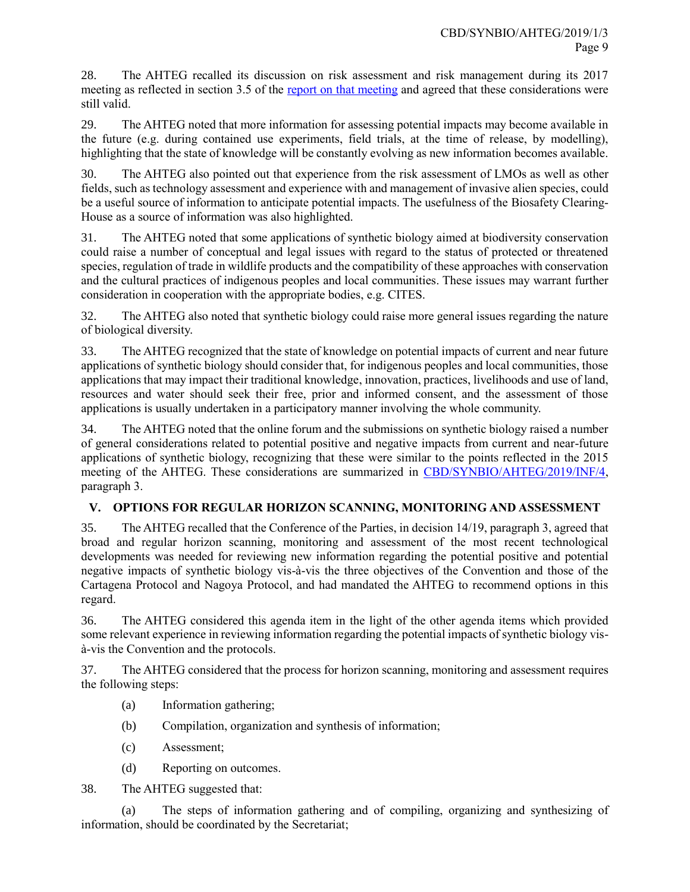28. The AHTEG recalled its discussion on risk assessment and risk management during its 2017 meeting as reflected in section 3.5 of the report on that meeting and agreed that these considerations were still valid.

29. The AHTEG noted that more information for assessing potential impacts may become available in the future (e.g. during contained use experiments, field trials, at the time of release, by modelling), highlighting that the state of knowledge will be constantly evolving as new information becomes available.

30. The AHTEG also pointed out that experience from the risk assessment of LMOs as well as other fields, such as technology assessment and experience with and management of invasive alien species, could be a useful source of information to anticipate potential impacts. The usefulness of the Biosafety Clearing-House as a source of information was also highlighted.

31. The AHTEG noted that some applications of synthetic biology aimed at biodiversity conservation could raise a number of conceptual and legal issues with regard to the status of protected or threatened species, regulation of trade in wildlife products and the compatibility of these approaches with conservation and the cultural practices of indigenous peoples and local communities. These issues may warrant further consideration in cooperation with the appropriate bodies, e.g. CITES.

32. The AHTEG also noted that synthetic biology could raise more general issues regarding the nature of biological diversity.

33. The AHTEG recognized that the state of knowledge on potential impacts of current and near future applications of synthetic biology should consider that, for indigenous peoples and local communities, those applications that may impact their traditional knowledge, innovation, practices, livelihoods and use of land, resources and water should seek their free, prior and informed consent, and the assessment of those applications is usually undertaken in a participatory manner involving the whole community.

34. The AHTEG noted that the online forum and the submissions on synthetic biology raised a number of general considerations related to potential positive and negative impacts from current and near-future applications of synthetic biology, recognizing that these were similar to the points reflected in the 2015 meeting of the AHTEG. These considerations are summarized in CBD/SYNBIO/AHTEG/2019/INF/4, paragraph 3.

## V. OPTIONS FOR REGULAR HORIZON SCANNING, MONITORING AND ASSESSMENT

35. The AHTEG recalled that the Conference of the Parties, in decision 14/19, paragraph 3, agreed that broad and regular horizon scanning, monitoring and assessment of the most recent technological developments was needed for reviewing new information regarding the potential positive and potential negative impacts of synthetic biology vis-à-vis the three objectives of the Convention and those of the Cartagena Protocol and Nagoya Protocol, and had mandated the AHTEG to recommend options in this regard.

36. The AHTEG considered this agenda item in the light of the other agenda items which provided some relevant experience in reviewing information regarding the potential impacts of synthetic biology vis-à-vis the Convention and the protocols.

37. The AHTEG considered that the process for horizon scanning, monitoring and assessment requires the following steps:

(a) Information gathering;

(b) Compilation, organization and synthesis of information;

(c) Assessment;

(d) Reporting on outcomes.

38. The AHTEG suggested that:

(a) The steps of information gathering and of compiling, organizing and synthesizing of information, should be coordinated by the Secretariat;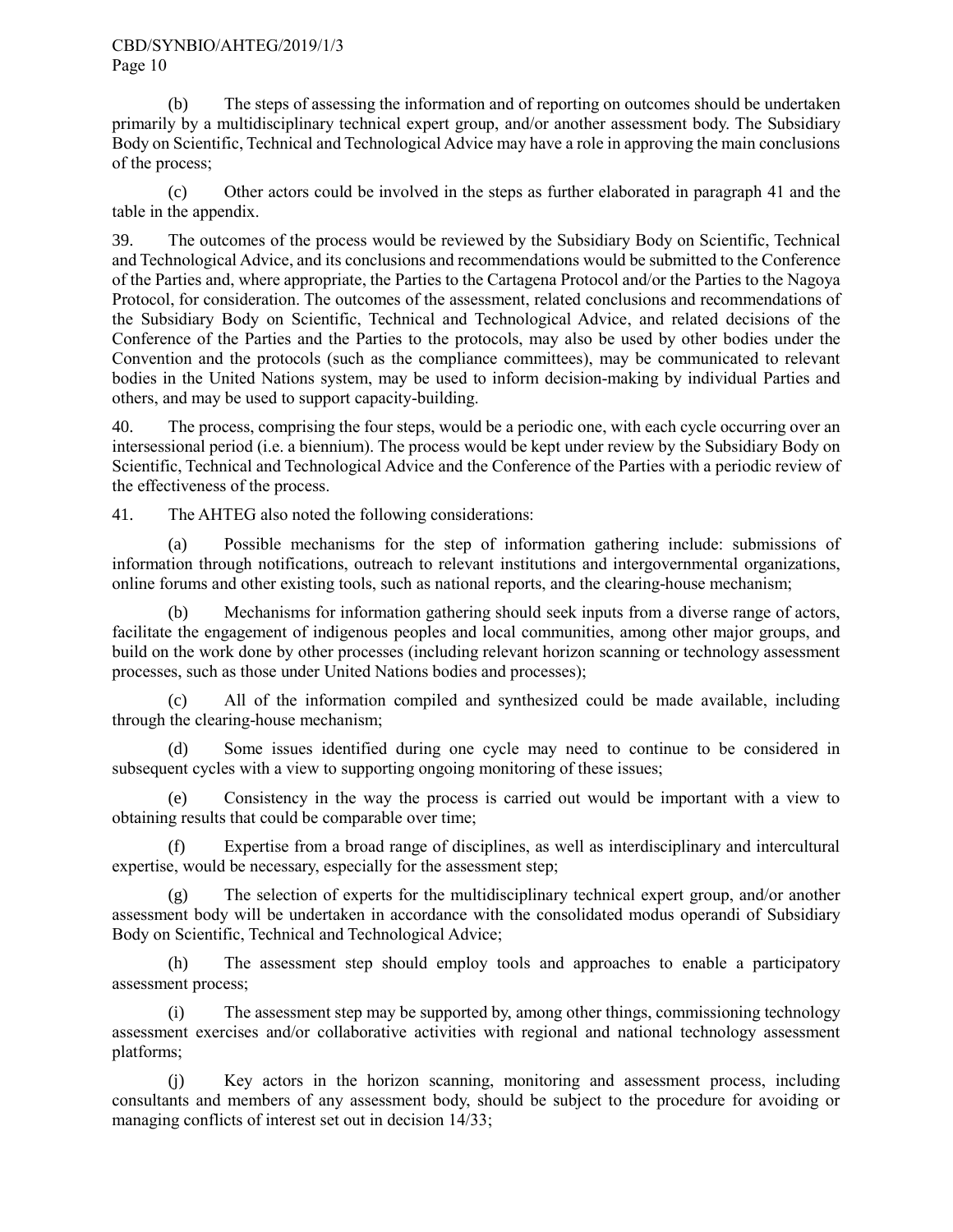(b) The steps of assessing the information and of reporting on outcomes should be undertaken primarily by a multidisciplinary technical expert group, and/or another assessment body. The Subsidiary Body on Scientific, Technical and Technological Advice may have a role in approving the main conclusions of the process;

(c) Other actors could be involved in the steps as further elaborated in paragraph 41 and the table in the appendix.

39. The outcomes of the process would be reviewed by the Subsidiary Body on Scientific, Technical and Technological Advice, and its conclusions and recommendations would be submitted to the Conference of the Parties and, where appropriate, the Parties to the Cartagena Protocol and/or the Parties to the Nagoya Protocol, for consideration. The outcomes of the assessment, related conclusions and recommendations of the Subsidiary Body on Scientific, Technical and Technological Advice, and related decisions of the Conference of the Parties and the Parties to the protocols, may also be used by other bodies under the Convention and the protocols (such as the compliance committees), may be communicated to relevant bodies in the United Nations system, may be used to inform decision-making by individual Parties and others, and may be used to support capacity-building.

40. The process, comprising the four steps, would be a periodic one, with each cycle occurring over an intersessional period (i.e. a biennium). The process would be kept under review by the Subsidiary Body on Scientific, Technical and Technological Advice and the Conference of the Parties with a periodic review of the effectiveness of the process.

41. The AHTEG also noted the following considerations:

(a) Possible mechanisms for the step of information gathering include: submissions of information through notifications, outreach to relevant institutions and intergovernmental organizations, online forums and other existing tools, such as national reports, and the clearing-house mechanism;

(b) Mechanisms for information gathering should seek inputs from a diverse range of actors, facilitate the engagement of indigenous peoples and local communities, among other major groups, and build on the work done by other processes (including relevant horizon scanning or technology assessment processes, such as those under United Nations bodies and processes);

(c) All of the information compiled and synthesized could be made available, including through the clearing-house mechanism;

(d) Some issues identified during one cycle may need to continue to be considered in subsequent cycles with a view to supporting ongoing monitoring of these issues;

(e) Consistency in the way the process is carried out would be important with a view to obtaining results that could be comparable over time;

(f) Expertise from a broad range of disciplines, as well as interdisciplinary and intercultural expertise, would be necessary, especially for the assessment step;

(g) The selection of experts for the multidisciplinary technical expert group, and/or another assessment body will be undertaken in accordance with the consolidated modus operandi of Subsidiary Body on Scientific, Technical and Technological Advice;

(h) The assessment step should employ tools and approaches to enable a participatory assessment process;

(i) The assessment step may be supported by, among other things, commissioning technology assessment exercises and/or collaborative activities with regional and national technology assessment platforms;

(j) Key actors in the horizon scanning, monitoring and assessment process, including consultants and members of any assessment body, should be subject to the procedure for avoiding or managing conflicts of interest set out in decision 14/33;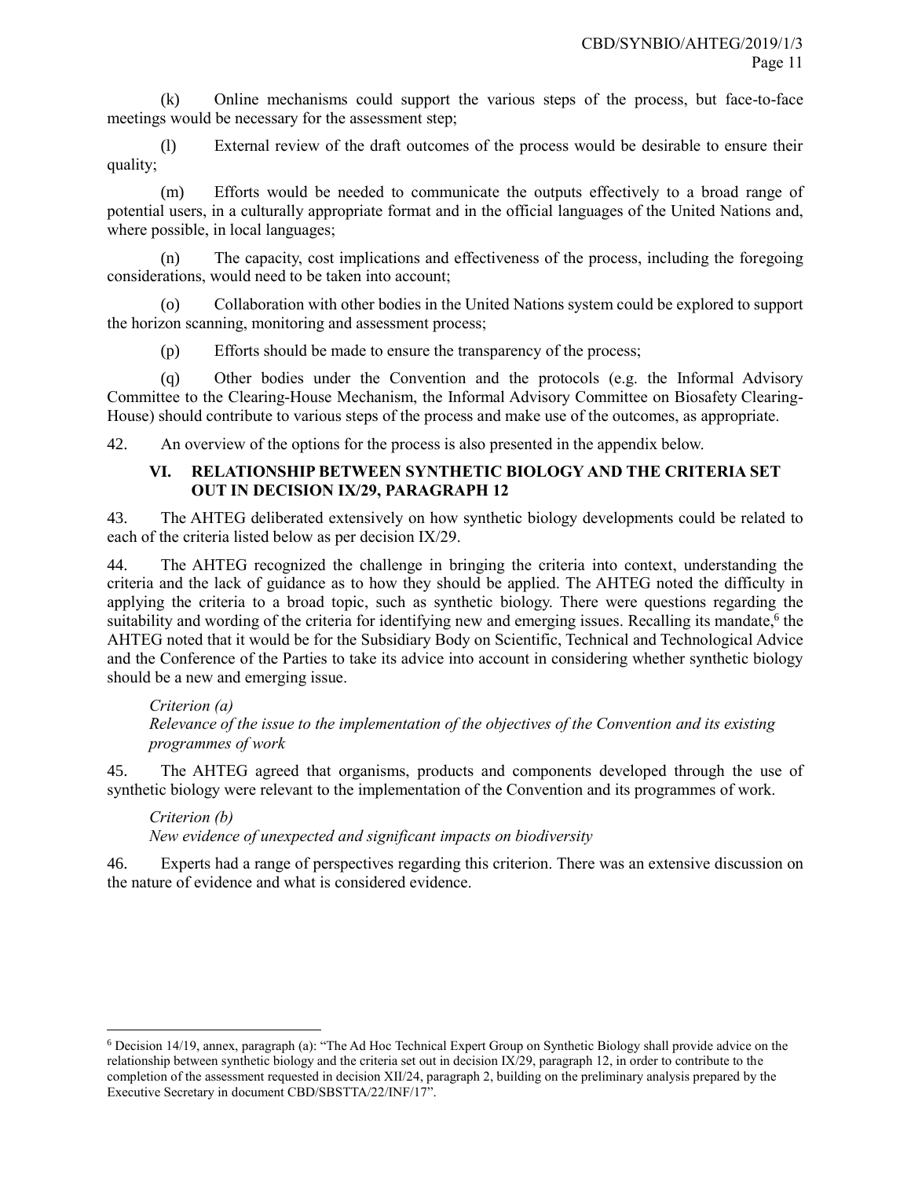(k) Online mechanisms could support the various steps of the process, but face-to-face meetings would be necessary for the assessment step;

(l) External review of the draft outcomes of the process would be desirable to ensure their quality;

(m) Efforts would be needed to communicate the outputs effectively to a broad range of potential users, in a culturally appropriate format and in the official languages of the United Nations and, where possible, in local languages;

(n) The capacity, cost implications and effectiveness of the process, including the foregoing considerations, would need to be taken into account;

(o) Collaboration with other bodies in the United Nations system could be explored to support the horizon scanning, monitoring and assessment process;

(p) Efforts should be made to ensure the transparency of the process;

(q) Other bodies under the Convention and the protocols (e.g. the Informal Advisory Committee to the Clearing-House Mechanism, the Informal Advisory Committee on Biosafety Clearing-House) should contribute to various steps of the process and make use of the outcomes, as appropriate.

42. An overview of the options for the process is also presented in the appendix below.

## VI. RELATIONSHIP BETWEEN SYNTHETIC BIOLOGY AND THE CRITERIA SET OUT IN DECISION IX/29, PARAGRAPH 12

43. The AHTEG deliberated extensively on how synthetic biology developments could be related to each of the criteria listed below as per decision IX/29.

44. The AHTEG recognized the challenge in bringing the criteria into context, understanding the criteria and the lack of guidance as to how they should be applied. The AHTEG noted the difficulty in applying the criteria to a broad topic, such as synthetic biology. There were questions regarding the suitability and wording of the criteria for identifying new and emerging issues. Recalling its mandate,[6] the AHTEG noted that it would be for the Subsidiary Body on Scientific, Technical and Technological Advice and the Conference of the Parties to take its advice into account in considering whether synthetic biology should be a new and emerging issue.

*Criterion (a)*
*Relevance of the issue to the implementation of the objectives of the Convention and its existing programmes of work*

45. The AHTEG agreed that organisms, products and components developed through the use of synthetic biology were relevant to the implementation of the Convention and its programmes of work.

*Criterion (b)*
*New evidence of unexpected and significant impacts on biodiversity*

46. Experts had a range of perspectives regarding this criterion. There was an extensive discussion on the nature of evidence and what is considered evidence.

---

[6] Decision 14/19, annex, paragraph (a): "The Ad Hoc Technical Expert Group on Synthetic Biology shall provide advice on the relationship between synthetic biology and the criteria set out in decision IX/29, paragraph 12, in order to contribute to the completion of the assessment requested in decision XII/24, paragraph 2, building on the preliminary analysis prepared by the Executive Secretary in document CBD/SBSTTA/22/INF/17".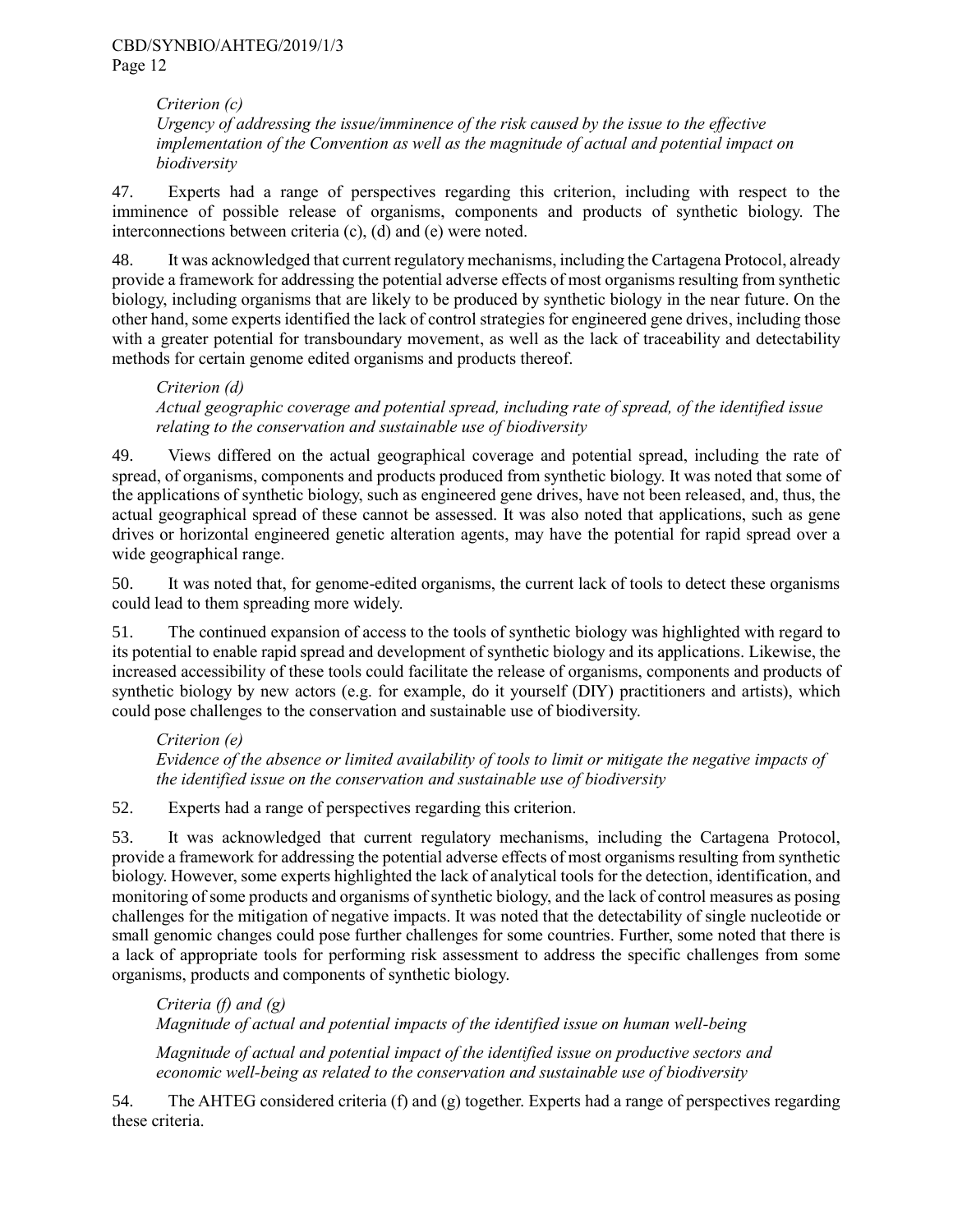*Criterion (c)*

*Urgency of addressing the issue/imminence of the risk caused by the issue to the effective implementation of the Convention as well as the magnitude of actual and potential impact on biodiversity*

47. Experts had a range of perspectives regarding this criterion, including with respect to the imminence of possible release of organisms, components and products of synthetic biology. The interconnections between criteria (c), (d) and (e) were noted.

48. It was acknowledged that current regulatory mechanisms, including the Cartagena Protocol, already provide a framework for addressing the potential adverse effects of most organisms resulting from synthetic biology, including organisms that are likely to be produced by synthetic biology in the near future. On the other hand, some experts identified the lack of control strategies for engineered gene drives, including those with a greater potential for transboundary movement, as well as the lack of traceability and detectability methods for certain genome edited organisms and products thereof.

*Criterion (d)*

*Actual geographic coverage and potential spread, including rate of spread, of the identified issue relating to the conservation and sustainable use of biodiversity*

49. Views differed on the actual geographical coverage and potential spread, including the rate of spread, of organisms, components and products produced from synthetic biology. It was noted that some of the applications of synthetic biology, such as engineered gene drives, have not been released, and, thus, the actual geographical spread of these cannot be assessed. It was also noted that applications, such as gene drives or horizontal engineered genetic alteration agents, may have the potential for rapid spread over a wide geographical range.

50. It was noted that, for genome-edited organisms, the current lack of tools to detect these organisms could lead to them spreading more widely.

51. The continued expansion of access to the tools of synthetic biology was highlighted with regard to its potential to enable rapid spread and development of synthetic biology and its applications. Likewise, the increased accessibility of these tools could facilitate the release of organisms, components and products of synthetic biology by new actors (e.g. for example, do it yourself (DIY) practitioners and artists), which could pose challenges to the conservation and sustainable use of biodiversity.

*Criterion (e)*

*Evidence of the absence or limited availability of tools to limit or mitigate the negative impacts of the identified issue on the conservation and sustainable use of biodiversity*

52. Experts had a range of perspectives regarding this criterion.

53. It was acknowledged that current regulatory mechanisms, including the Cartagena Protocol, provide a framework for addressing the potential adverse effects of most organisms resulting from synthetic biology. However, some experts highlighted the lack of analytical tools for the detection, identification, and monitoring of some products and organisms of synthetic biology, and the lack of control measures as posing challenges for the mitigation of negative impacts. It was noted that the detectability of single nucleotide or small genomic changes could pose further challenges for some countries. Further, some noted that there is a lack of appropriate tools for performing risk assessment to address the specific challenges from some organisms, products and components of synthetic biology.

*Criteria (f) and (g)*

*Magnitude of actual and potential impacts of the identified issue on human well-being*

*Magnitude of actual and potential impact of the identified issue on productive sectors and economic well-being as related to the conservation and sustainable use of biodiversity*

54. The AHTEG considered criteria (f) and (g) together. Experts had a range of perspectives regarding these criteria.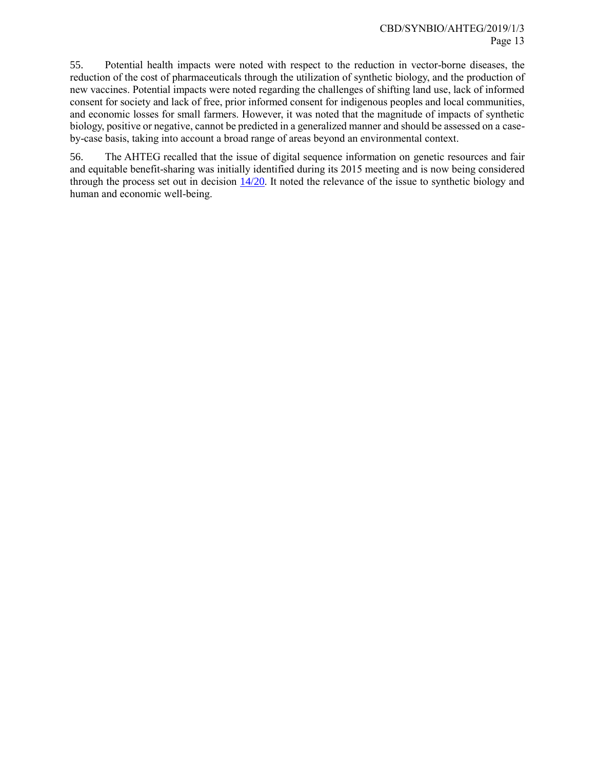55. Potential health impacts were noted with respect to the reduction in vector-borne diseases, the reduction of the cost of pharmaceuticals through the utilization of synthetic biology, and the production of new vaccines. Potential impacts were noted regarding the challenges of shifting land use, lack of informed consent for society and lack of free, prior informed consent for indigenous peoples and local communities, and economic losses for small farmers. However, it was noted that the magnitude of impacts of synthetic biology, positive or negative, cannot be predicted in a generalized manner and should be assessed on a case-by-case basis, taking into account a broad range of areas beyond an environmental context.

56. The AHTEG recalled that the issue of digital sequence information on genetic resources and fair and equitable benefit-sharing was initially identified during its 2015 meeting and is now being considered through the process set out in decision 14/20. It noted the relevance of the issue to synthetic biology and human and economic well-being.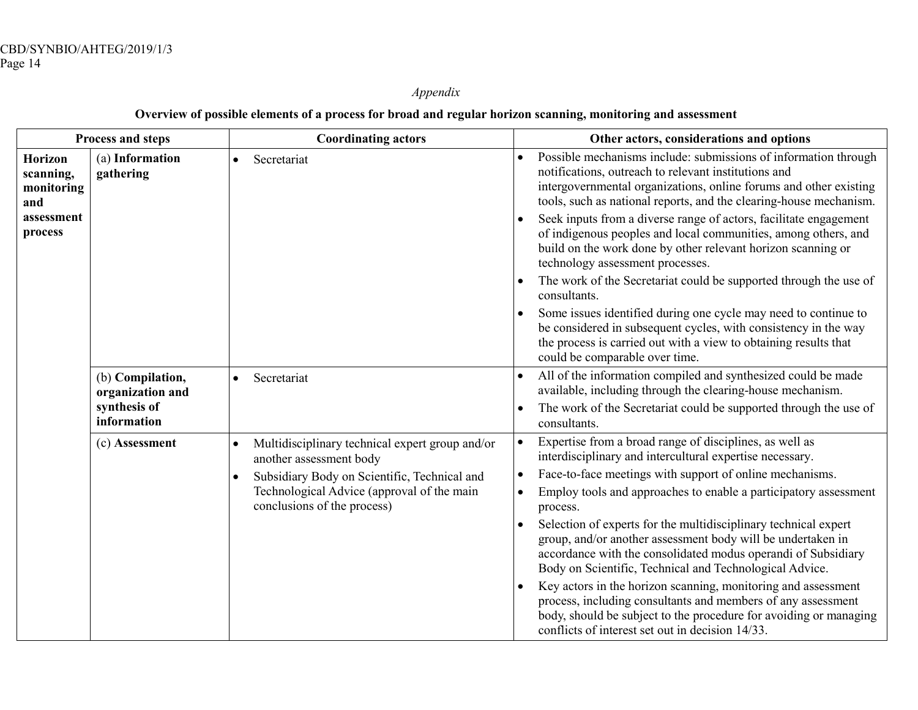*Appendix*

**Overview of possible elements of a process for broad and regular horizon scanning, monitoring and assessment**

| Process and steps | | Coordinating actors | Other actors, considerations and options |
|---|---|---|---|
| **Horizon scanning, monitoring and assessment process** | (a) **Information gathering** | • Secretariat | • Possible mechanisms include: submissions of information through notifications, outreach to relevant institutions and intergovernmental organizations, online forums and other existing tools, such as national reports, and the clearing-house mechanism.<br>• Seek inputs from a diverse range of actors, facilitate engagement of indigenous peoples and local communities, among others, and build on the work done by other relevant horizon scanning or technology assessment processes.<br>• The work of the Secretariat could be supported through the use of consultants.<br>• Some issues identified during one cycle may need to continue to be considered in subsequent cycles, with consistency in the way the process is carried out with a view to obtaining results that could be comparable over time. |
| | (b) **Compilation, organization and synthesis of information** | • Secretariat | • All of the information compiled and synthesized could be made available, including through the clearing-house mechanism.<br>• The work of the Secretariat could be supported through the use of consultants. |
| | (c) **Assessment** | • Multidisciplinary technical expert group and/or another assessment body<br>• Subsidiary Body on Scientific, Technical and Technological Advice (approval of the main conclusions of the process) | • Expertise from a broad range of disciplines, as well as interdisciplinary and intercultural expertise necessary.<br>• Face-to-face meetings with support of online mechanisms.<br>• Employ tools and approaches to enable a participatory assessment process.<br>• Selection of experts for the multidisciplinary technical expert group, and/or another assessment body will be undertaken in accordance with the consolidated modus operandi of Subsidiary Body on Scientific, Technical and Technological Advice.<br>• Key actors in the horizon scanning, monitoring and assessment process, including consultants and members of any assessment body, should be subject to the procedure for avoiding or managing conflicts of interest set out in decision 14/33. |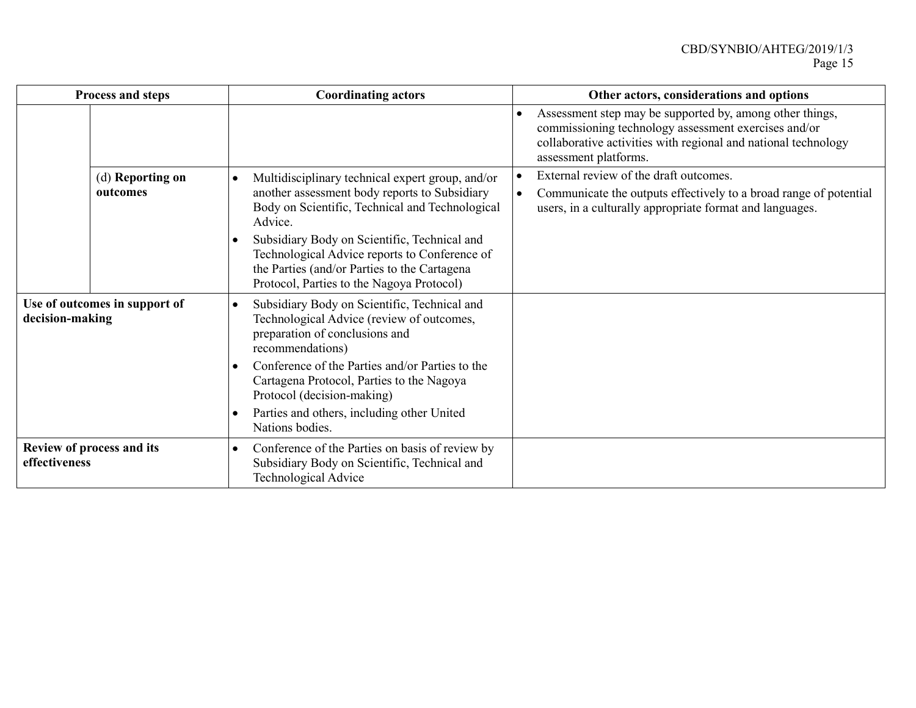| Process and steps | | Coordinating actors | Other actors, considerations and options |
|---|---|---|---|
| | | | • Assessment step may be supported by, among other things, commissioning technology assessment exercises and/or collaborative activities with regional and national technology assessment platforms. |
| | (d) **Reporting on outcomes** | • Multidisciplinary technical expert group, and/or another assessment body reports to Subsidiary Body on Scientific, Technical and Technological Advice.<br>• Subsidiary Body on Scientific, Technical and Technological Advice reports to Conference of the Parties (and/or Parties to the Cartagena Protocol, Parties to the Nagoya Protocol) | • External review of the draft outcomes.<br>• Communicate the outputs effectively to a broad range of potential users, in a culturally appropriate format and languages. |
| **Use of outcomes in support of decision-making** | | • Subsidiary Body on Scientific, Technical and Technological Advice (review of outcomes, preparation of conclusions and recommendations)<br>• Conference of the Parties and/or Parties to the Cartagena Protocol, Parties to the Nagoya Protocol (decision-making)<br>• Parties and others, including other United Nations bodies. | |
| **Review of process and its effectiveness** | | • Conference of the Parties on basis of review by Subsidiary Body on Scientific, Technical and Technological Advice | |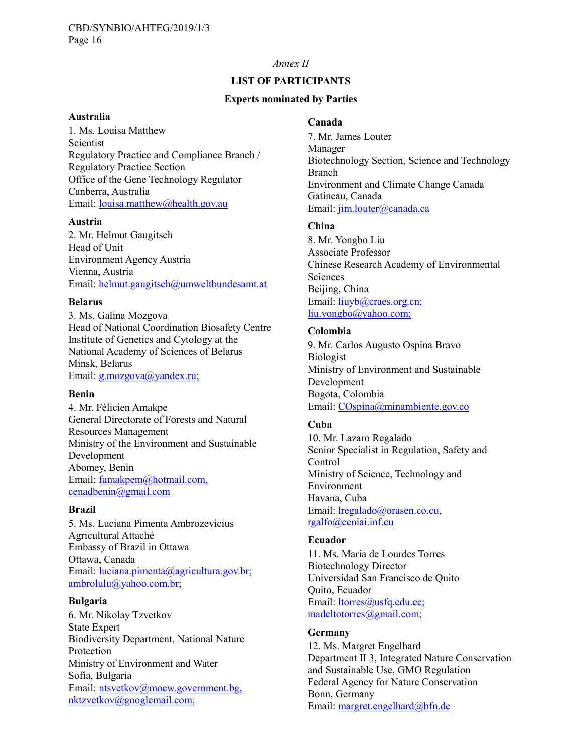*Annex II*

## LIST OF PARTICIPANTS

### Experts nominated by Parties

**Australia**

1. Ms. Louisa Matthew
Scientist
Regulatory Practice and Compliance Branch / Regulatory Practice Section
Office of the Gene Technology Regulator
Canberra, Australia
Email: louisa.matthew@health.gov.au

**Austria**

2. Mr. Helmut Gaugitsch
Head of Unit
Environment Agency Austria
Vienna, Austria
Email: helmut.gaugitsch@umweltbundesamt.at

**Belarus**

3. Ms. Galina Mozgova
Head of National Coordination Biosafety Centre
Institute of Genetics and Cytology at the National Academy of Sciences of Belarus
Minsk, Belarus
Email: g.mozgova@yandex.ru;

**Benin**

4. Mr. Félicien Amakpe
General Directorate of Forests and Natural Resources Management
Ministry of the Environment and Sustainable Development
Abomey, Benin
Email: famakpem@hotmail.com, cenadbenin@gmail.com

**Brazil**

5. Ms. Luciana Pimenta Ambrozevicius
Agricultural Attaché
Embassy of Brazil in Ottawa
Ottawa, Canada
Email: luciana.pimenta@agricultura.gov.br; ambrolulu@yahoo.com.br;

**Bulgaria**

6. Mr. Nikolay Tzvetkov
State Expert
Biodiversity Department, National Nature Protection
Ministry of Environment and Water
Sofia, Bulgaria
Email: ntsvetkov@moew.government.bg, nktzvetkov@googlemail.com;

**Canada**

7. Mr. James Louter
Manager
Biotechnology Section, Science and Technology Branch
Environment and Climate Change Canada
Gatineau, Canada
Email: jim.louter@canada.ca

**China**

8. Mr. Yongbo Liu
Associate Professor
Chinese Research Academy of Environmental Sciences
Beijing, China
Email: liuyb@craes.org.cn; liu.yongbo@yahoo.com;

**Colombia**

9. Mr. Carlos Augusto Ospina Bravo
Biologist
Ministry of Environment and Sustainable Development
Bogota, Colombia
Email: COspina@minambiente.gov.co

**Cuba**

10. Mr. Lazaro Regalado
Senior Specialist in Regulation, Safety and Control
Ministry of Science, Technology and Environment
Havana, Cuba
Email: lregalado@orasen.co.cu, rgalfo@ceniai.inf.cu

**Ecuador**

11. Ms. Maria de Lourdes Torres
Biotechnology Director
Universidad San Francisco de Quito
Quito, Ecuador
Email: ltorres@usfq.edu.ec; madeltotorres@gmail.com;

**Germany**

12. Ms. Margret Engelhard
Department II 3, Integrated Nature Conservation and Sustainable Use, GMO Regulation
Federal Agency for Nature Conservation
Bonn, Germany
Email: margret.engelhard@bfn.de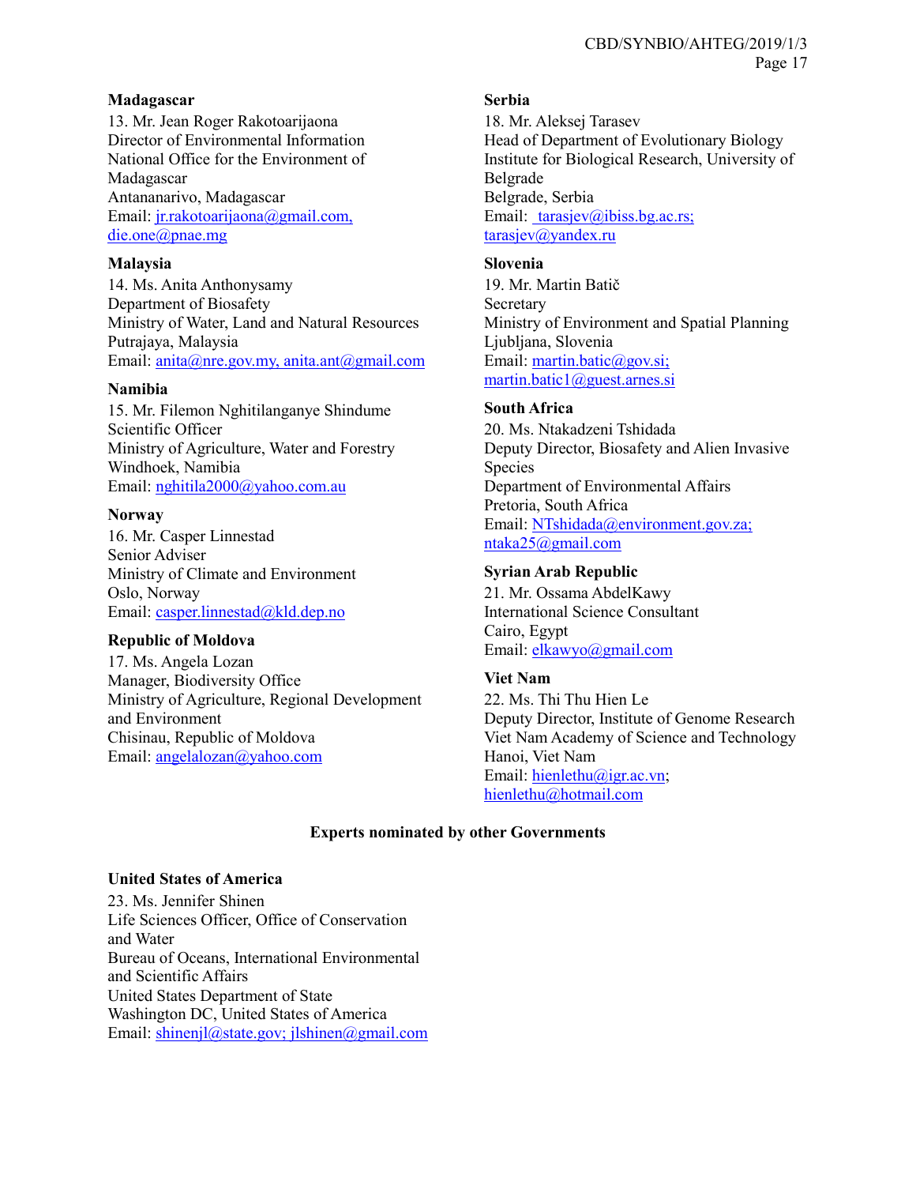**Madagascar**

13. Mr. Jean Roger Rakotoarijaona
Director of Environmental Information
National Office for the Environment of Madagascar
Antananarivo, Madagascar
Email: jr.rakotoarijaona@gmail.com, die.one@pnae.mg

**Malaysia**

14. Ms. Anita Anthonysamy
Department of Biosafety
Ministry of Water, Land and Natural Resources
Putrajaya, Malaysia
Email: anita@nre.gov.my, anita.ant@gmail.com

**Namibia**

15. Mr. Filemon Nghitilanganye Shindume
Scientific Officer
Ministry of Agriculture, Water and Forestry
Windhoek, Namibia
Email: nghitila2000@yahoo.com.au

**Norway**

16. Mr. Casper Linnestad
Senior Adviser
Ministry of Climate and Environment
Oslo, Norway
Email: casper.linnestad@kld.dep.no

**Republic of Moldova**

17. Ms. Angela Lozan
Manager, Biodiversity Office
Ministry of Agriculture, Regional Development and Environment
Chisinau, Republic of Moldova
Email: angelalozan@yahoo.com

**Serbia**

18. Mr. Aleksej Tarasev
Head of Department of Evolutionary Biology
Institute for Biological Research, University of Belgrade
Belgrade, Serbia
Email: tarasjev@ibiss.bg.ac.rs; tarasjev@yandex.ru

**Slovenia**

19. Mr. Martin Batič
Secretary
Ministry of Environment and Spatial Planning
Ljubljana, Slovenia
Email: martin.batic@gov.si; martin.batic1@guest.arnes.si

**South Africa**

20. Ms. Ntakadzeni Tshidada
Deputy Director, Biosafety and Alien Invasive Species
Department of Environmental Affairs
Pretoria, South Africa
Email: NTshidada@environment.gov.za; ntaka25@gmail.com

**Syrian Arab Republic**

21. Mr. Ossama AbdelKawy
International Science Consultant
Cairo, Egypt
Email: elkawyo@gmail.com

**Viet Nam**

22. Ms. Thi Thu Hien Le
Deputy Director, Institute of Genome Research
Viet Nam Academy of Science and Technology
Hanoi, Viet Nam
Email: hienlethu@igr.ac.vn; hienlethu@hotmail.com

**Experts nominated by other Governments**

**United States of America**

23. Ms. Jennifer Shinen
Life Sciences Officer, Office of Conservation and Water
Bureau of Oceans, International Environmental and Scientific Affairs
United States Department of State
Washington DC, United States of America
Email: shinenjl@state.gov; jlshinen@gmail.com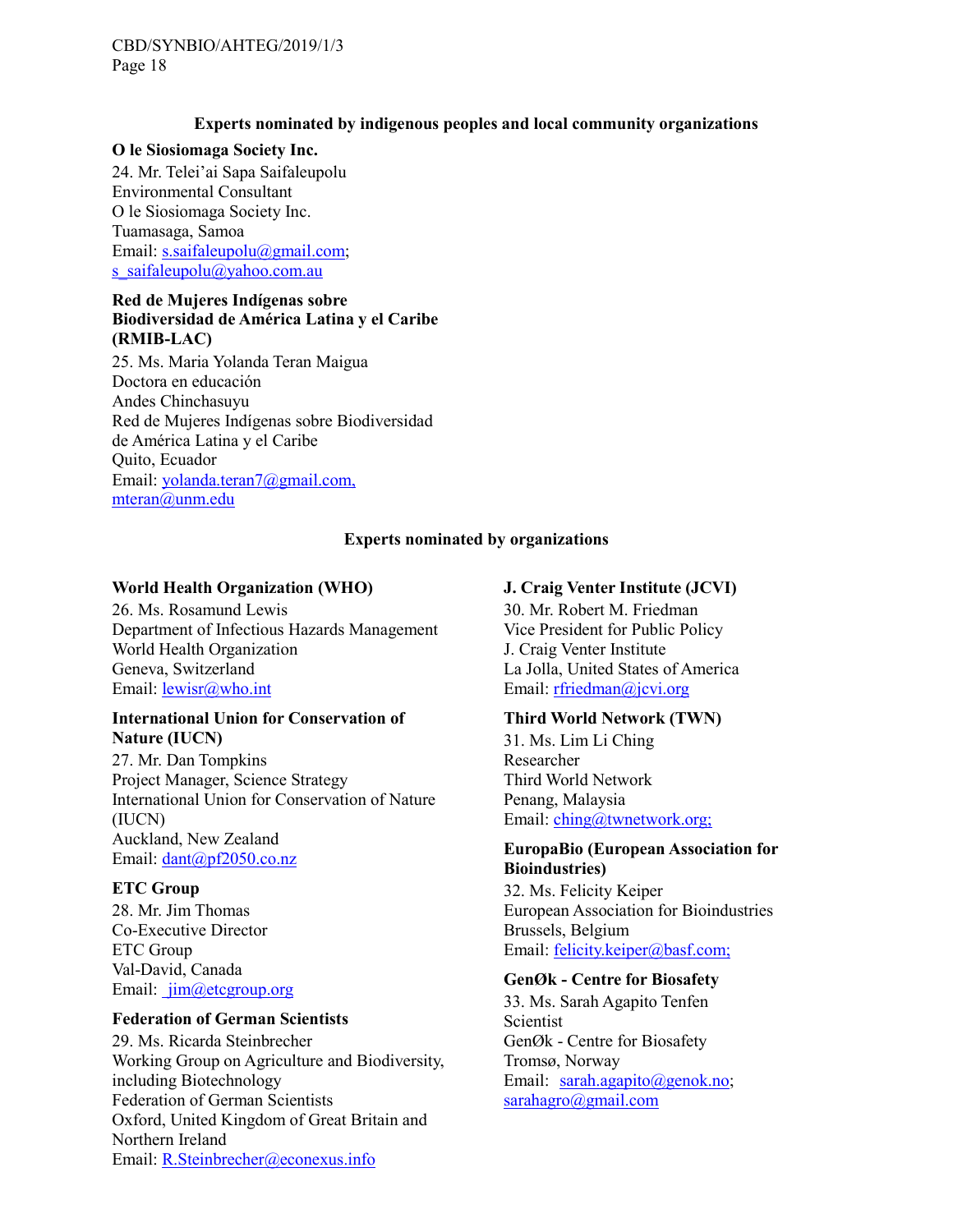**Experts nominated by indigenous peoples and local community organizations**

**O le Siosiomaga Society Inc.**
24. Mr. Telei'ai Sapa Saifaleupolu
Environmental Consultant
O le Siosiomaga Society Inc.
Tuamasaga, Samoa
Email: s.saifaleupolu@gmail.com; s_saifaleupolu@yahoo.com.au

**Red de Mujeres Indígenas sobre Biodiversidad de América Latina y el Caribe (RMIB-LAC)**
25. Ms. Maria Yolanda Teran Maigua
Doctora en educación
Andes Chinchasuyu
Red de Mujeres Indígenas sobre Biodiversidad de América Latina y el Caribe
Quito, Ecuador
Email: yolanda.teran7@gmail.com, mteran@unm.edu

**Experts nominated by organizations**

**World Health Organization (WHO)**
26. Ms. Rosamund Lewis
Department of Infectious Hazards Management
World Health Organization
Geneva, Switzerland
Email: lewisr@who.int

**International Union for Conservation of Nature (IUCN)**
27. Mr. Dan Tompkins
Project Manager, Science Strategy
International Union for Conservation of Nature (IUCN)
Auckland, New Zealand
Email: dant@pf2050.co.nz

**ETC Group**
28. Mr. Jim Thomas
Co-Executive Director
ETC Group
Val-David, Canada
Email: jim@etcgroup.org

**Federation of German Scientists**
29. Ms. Ricarda Steinbrecher
Working Group on Agriculture and Biodiversity, including Biotechnology
Federation of German Scientists
Oxford, United Kingdom of Great Britain and Northern Ireland
Email: R.Steinbrecher@econexus.info

**J. Craig Venter Institute (JCVI)**
30. Mr. Robert M. Friedman
Vice President for Public Policy
J. Craig Venter Institute
La Jolla, United States of America
Email: rfriedman@jcvi.org

**Third World Network (TWN)**
31. Ms. Lim Li Ching
Researcher
Third World Network
Penang, Malaysia
Email: ching@twnetwork.org;

**EuropaBio (European Association for Bioindustries)**
32. Ms. Felicity Keiper
European Association for Bioindustries
Brussels, Belgium
Email: felicity.keiper@basf.com;

**GenØk - Centre for Biosafety**
33. Ms. Sarah Agapito Tenfen
Scientist
GenØk - Centre for Biosafety
Tromsø, Norway
Email: sarah.agapito@genok.no; sarahagro@gmail.com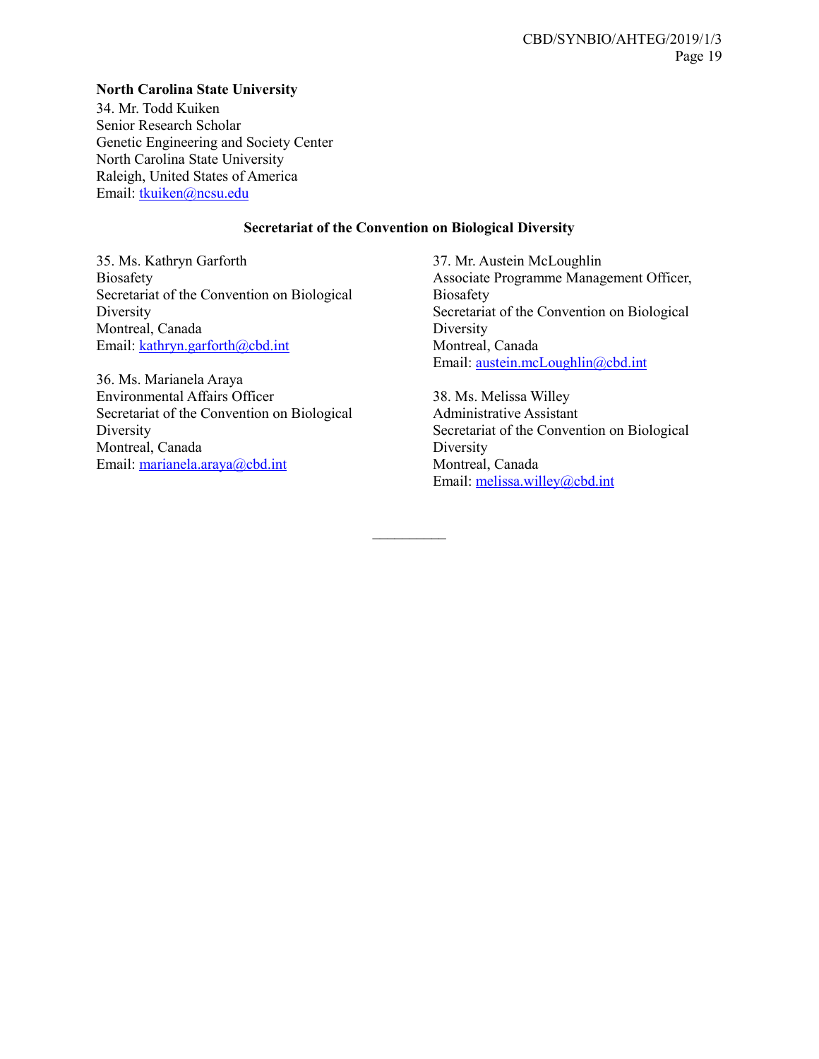**North Carolina State University**

34. Mr. Todd Kuiken
Senior Research Scholar
Genetic Engineering and Society Center
North Carolina State University
Raleigh, United States of America
Email: tkuiken@ncsu.edu

**Secretariat of the Convention on Biological Diversity**

35. Ms. Kathryn Garforth
Biosafety
Secretariat of the Convention on Biological Diversity
Montreal, Canada
Email: kathryn.garforth@cbd.int

36. Ms. Marianela Araya
Environmental Affairs Officer
Secretariat of the Convention on Biological Diversity
Montreal, Canada
Email: marianela.araya@cbd.int

37. Mr. Austein McLoughlin
Associate Programme Management Officer, Biosafety
Secretariat of the Convention on Biological Diversity
Montreal, Canada
Email: austein.mcLoughlin@cbd.int

38. Ms. Melissa Willey
Administrative Assistant
Secretariat of the Convention on Biological Diversity
Montreal, Canada
Email: melissa.willey@cbd.int

__________